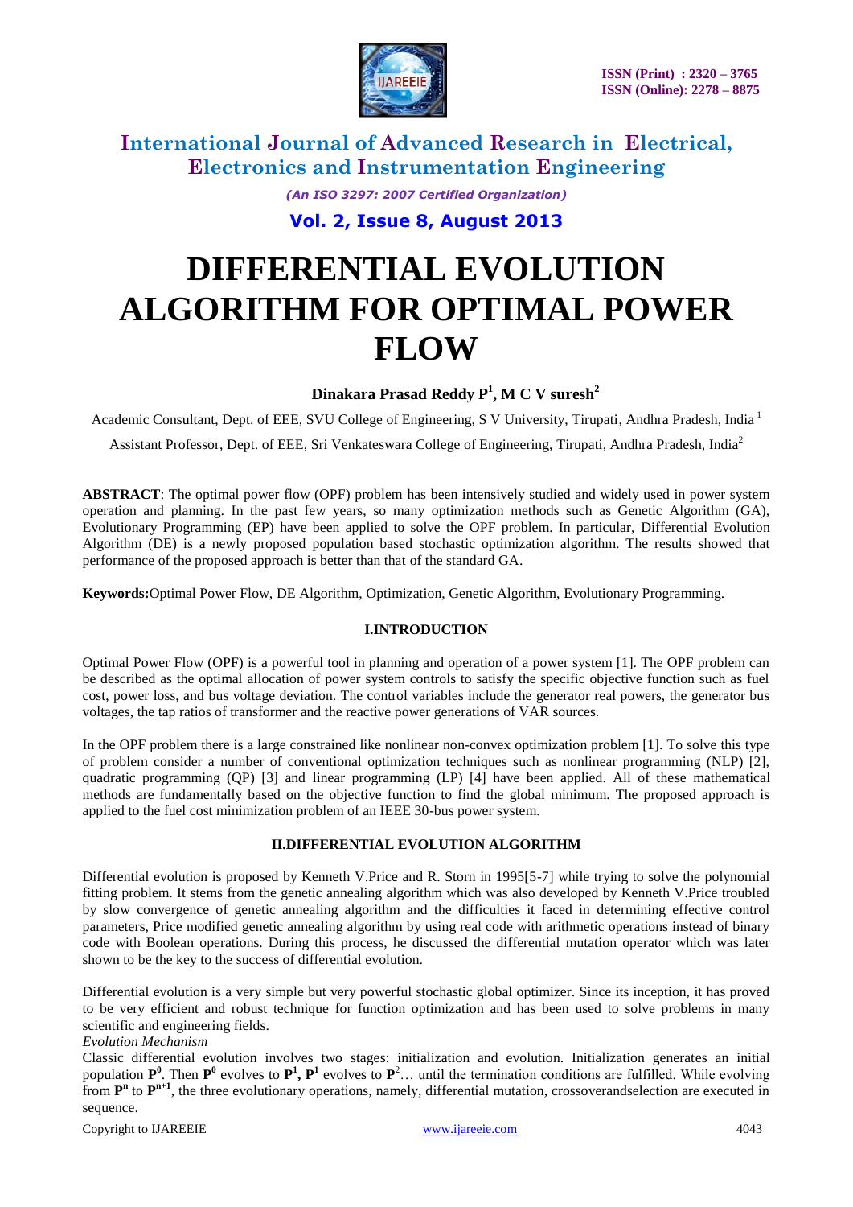# International Journal of Advanced Research in Electrical, Electronics and Instrumentation Engineering

*(An ISO 3297: 2007 Certified Organization)*

**Vol. 2, Issue 8, August 2013**

# DIFFERENTIAL EVOLUTION ALGORITHM FOR OPTIMAL POWER FLOW

**Dinakara Prasad Reddy P[1], M C V suresh[2]**

Academic Consultant, Dept. of EEE, SVU College of Engineering, S V University, Tirupati, Andhra Pradesh, India [1]

Assistant Professor, Dept. of EEE, Sri Venkateswara College of Engineering, Tirupati, Andhra Pradesh, India[2]

**ABSTRACT**: The optimal power flow (OPF) problem has been intensively studied and widely used in power system operation and planning. In the past few years, so many optimization methods such as Genetic Algorithm (GA), Evolutionary Programming (EP) have been applied to solve the OPF problem. In particular, Differential Evolution Algorithm (DE) is a newly proposed population based stochastic optimization algorithm. The results showed that performance of the proposed approach is better than that of the standard GA.

**Keywords:**Optimal Power Flow, DE Algorithm, Optimization, Genetic Algorithm, Evolutionary Programming.

## I.INTRODUCTION

Optimal Power Flow (OPF) is a powerful tool in planning and operation of a power system [1]. The OPF problem can be described as the optimal allocation of power system controls to satisfy the specific objective function such as fuel cost, power loss, and bus voltage deviation. The control variables include the generator real powers, the generator bus voltages, the tap ratios of transformer and the reactive power generations of VAR sources.

In the OPF problem there is a large constrained like nonlinear non-convex optimization problem [1]. To solve this type of problem consider a number of conventional optimization techniques such as nonlinear programming (NLP) [2], quadratic programming (QP) [3] and linear programming (LP) [4] have been applied. All of these mathematical methods are fundamentally based on the objective function to find the global minimum. The proposed approach is applied to the fuel cost minimization problem of an IEEE 30-bus power system.

## II.DIFFERENTIAL EVOLUTION ALGORITHM

Differential evolution is proposed by Kenneth V.Price and R. Storn in 1995[5-7] while trying to solve the polynomial fitting problem. It stems from the genetic annealing algorithm which was also developed by Kenneth V.Price troubled by slow convergence of genetic annealing algorithm and the difficulties it faced in determining effective control parameters, Price modified genetic annealing algorithm by using real code with arithmetic operations instead of binary code with Boolean operations. During this process, he discussed the differential mutation operator which was later shown to be the key to the success of differential evolution.

Differential evolution is a very simple but very powerful stochastic global optimizer. Since its inception, it has proved to be very efficient and robust technique for function optimization and has been used to solve problems in many scientific and engineering fields.

*Evolution Mechanism*

Classic differential evolution involves two stages: initialization and evolution. Initialization generates an initial population $\mathbf{P}^0$. Then $\mathbf{P}^0$ evolves to $\mathbf{P}^1$, $\mathbf{P}^1$ evolves to $\mathbf{P}^2$… until the termination conditions are fulfilled. While evolving from $\mathbf{P}^n$ to $\mathbf{P}^{n+1}$, the three evolutionary operations, namely, differential mutation, crossoverandselection are executed in sequence.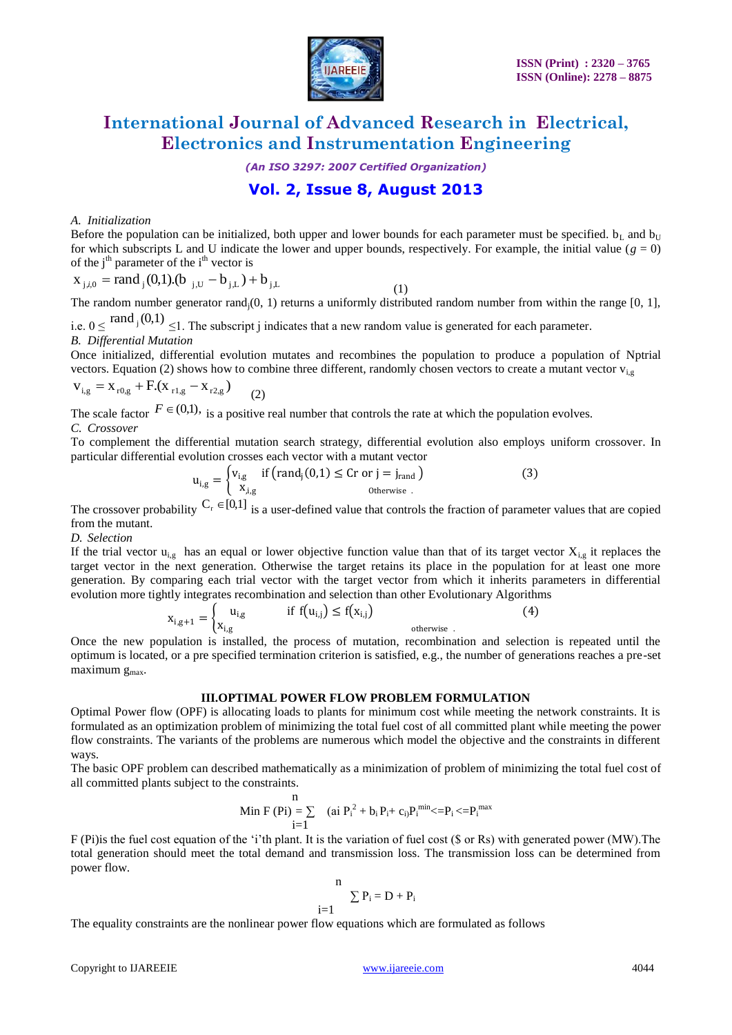### A. Initialization

Before the population can be initialized, both upper and lower bounds for each parameter must be specified. $b_L$ and $b_U$ for which subscripts L and U indicate the lower and upper bounds, respectively. For example, the initial value ($g = 0$) of the $j^{th}$ parameter of the $i^{th}$ vector is

$$x_{j,i,0} = rand_j(0,1).(b_{j,U} - b_{j,L}) + b_{j,L} \qquad (1)$$

The random number generator $rand_j(0, 1)$ returns a uniformly distributed random number from within the range [0, 1], i.e. $0 \leq rand_j(0,1) \leq 1$. The subscript j indicates that a new random value is generated for each parameter.

### B. Differential Mutation

Once initialized, differential evolution mutates and recombines the population to produce a population of Nptrial vectors. Equation (2) shows how to combine three different, randomly chosen vectors to create a mutant vector $v_{i,g}$

$$v_{i,g} = x_{r0,g} + F.(x_{r1,g} - x_{r2,g}) \qquad (2)$$

The scale factor $F \in (0,1)$, is a positive real number that controls the rate at which the population evolves.

### C. Crossover

To complement the differential mutation search strategy, differential evolution also employs uniform crossover. In particular differential evolution crosses each vector with a mutant vector

$$u_{i,g} = \begin{cases} v_{i,g} & \text{if } (rand_j(0,1) \leq Cr \text{ or } j = j_{rand}) \\ x_{i,g} & \text{Otherwise} \end{cases} \qquad (3)$$

The crossover probability $C_r \in [0,1]$ is a user-defined value that controls the fraction of parameter values that are copied from the mutant.

### D. Selection

If the trial vector $u_{i,g}$ has an equal or lower objective function value than that of its target vector $X_{i,g}$ it replaces the target vector in the next generation. Otherwise the target retains its place in the population for at least one more generation. By comparing each trial vector with the target vector from which it inherits parameters in differential evolution more tightly integrates recombination and selection than other Evolutionary Algorithms

$$x_{i,g+1} = \begin{cases} u_{i,g} & \text{if } f(u_{i,j}) \leq f(x_{i,j}) \\ x_{i,g} & \text{otherwise} \end{cases} \qquad (4)$$

Once the new population is installed, the process of mutation, recombination and selection is repeated until the optimum is located, or a pre specified termination criterion is satisfied, e.g., the number of generations reaches a pre-set maximum $g_{max}$.

## III.OPTIMAL POWER FLOW PROBLEM FORMULATION

Optimal Power flow (OPF) is allocating loads to plants for minimum cost while meeting the network constraints. It is formulated as an optimization problem of minimizing the total fuel cost of all committed plant while meeting the power flow constraints. The variants of the problems are numerous which model the objective and the constraints in different ways.

The basic OPF problem can described mathematically as a minimization of problem of minimizing the total fuel cost of all committed plants subject to the constraints.

$$\text{Min } F(Pi) = \sum_{i=1}^{n} (ai\, P_i^2 + b_i P_i + c_i) P_i^{min} <= P_i <= P_i^{max}$$

F (Pi)is the fuel cost equation of the 'i'th plant. It is the variation of fuel cost (\$ or Rs) with generated power (MW).The total generation should meet the total demand and transmission loss. The transmission loss can be determined from power flow.

$$\sum_{i=1}^{n} P_i = D + P_i$$

The equality constraints are the nonlinear power flow equations which are formulated as follows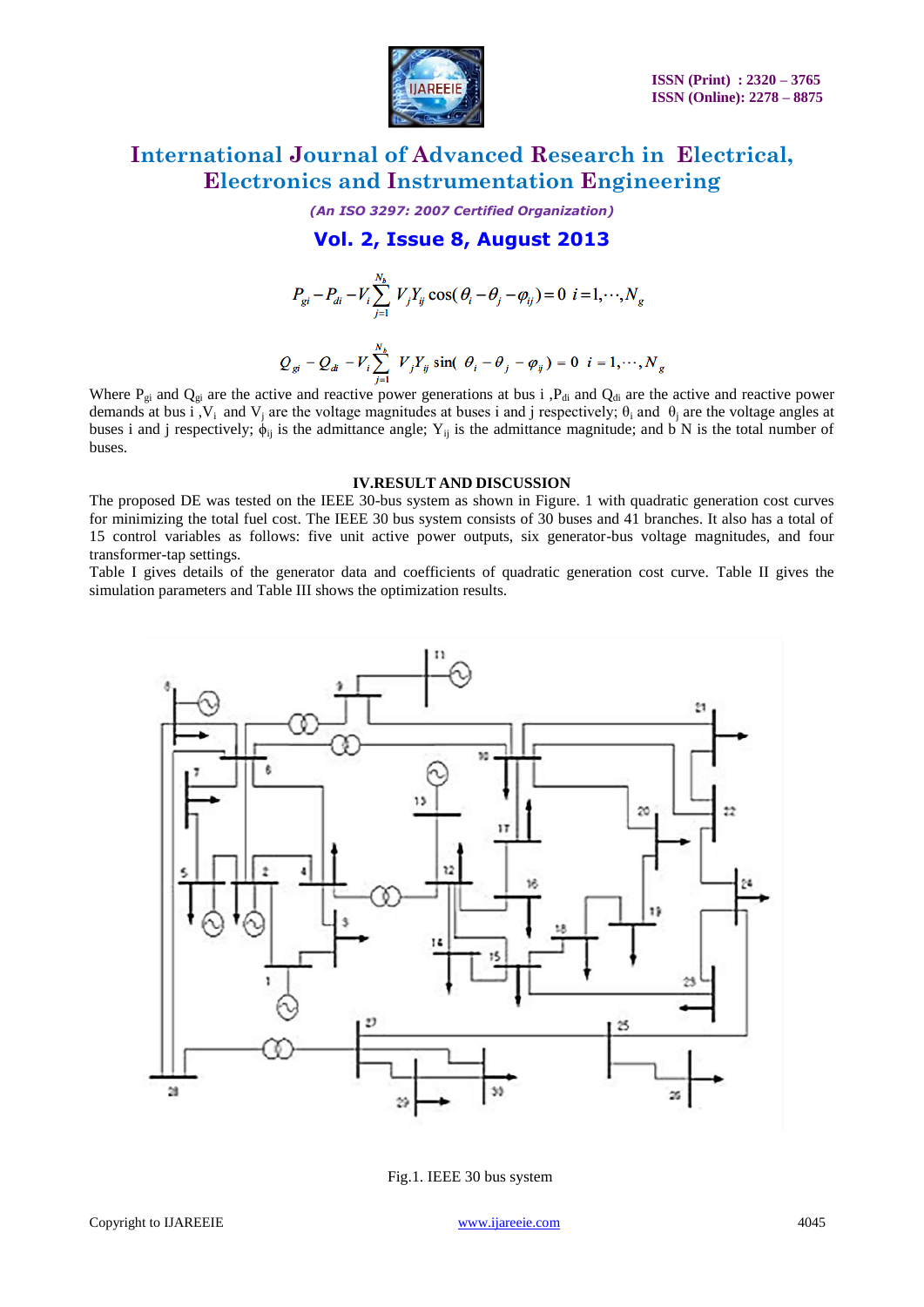$$P_{gi} - P_{di} - V_i \sum_{j=1}^{N_b} V_j Y_{ij} \cos(\theta_i - \theta_j - \varphi_{ij}) = 0 \quad i = 1, \cdots, N_g$$

$$Q_{gi} - Q_{di} - V_i \sum_{j=1}^{N_b} V_j Y_{ij} \sin(\theta_i - \theta_j - \varphi_{ij}) = 0 \quad i = 1, \cdots, N_g$$

Where $P_{gi}$ and $Q_{gi}$ are the active and reactive power generations at bus i ,$P_{di}$ and $Q_{di}$ are the active and reactive power demands at bus i ,$V_i$ and $V_j$ are the voltage magnitudes at buses i and j respectively; $\theta_i$ and $\theta_j$ are the voltage angles at buses i and j respectively; $\phi_{ij}$ is the admittance angle; $Y_{ij}$ is the admittance magnitude; and b N is the total number of buses.

## IV.RESULT AND DISCUSSION

The proposed DE was tested on the IEEE 30-bus system as shown in Figure. 1 with quadratic generation cost curves for minimizing the total fuel cost. The IEEE 30 bus system consists of 30 buses and 41 branches. It also has a total of 15 control variables as follows: five unit active power outputs, six generator-bus voltage magnitudes, and four transformer-tap settings.

Table I gives details of the generator data and coefficients of quadratic generation cost curve. Table II gives the simulation parameters and Table III shows the optimization results.

Fig.1. IEEE 30 bus system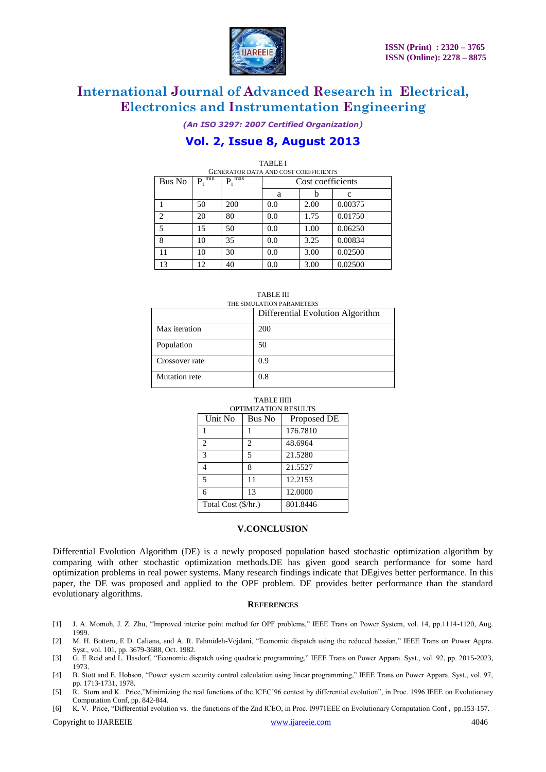TABLE I

GENERATOR DATA AND COST COEFFICIENTS

| Bus No | $P_i^{min}$ | $P_i^{max}$ | Cost coefficients | | |
|---|---|---|---|---|---|
| | | | a | b | c |
| 1 | 50 | 200 | 0.0 | 2.00 | 0.00375 |
| 2 | 20 | 80 | 0.0 | 1.75 | 0.01750 |
| 5 | 15 | 50 | 0.0 | 1.00 | 0.06250 |
| 8 | 10 | 35 | 0.0 | 3.25 | 0.00834 |
| 11 | 10 | 30 | 0.0 | 3.00 | 0.02500 |
| 13 | 12 | 40 | 0.0 | 3.00 | 0.02500 |

TABLE III

THE SIMULATION PARAMETERS

| | Differential Evolution Algorithm |
|---|---|
| Max iteration | 200 |
| Population | 50 |
| Crossover rate | 0.9 |
| Mutation rete | 0.8 |

TABLE IIII

OPTIMIZATION RESULTS

| Unit No | Bus No | Proposed DE |
|---|---|---|
| 1 | 1 | 176.7810 |
| 2 | 2 | 48.6964 |
| 3 | 5 | 21.5280 |
| 4 | 8 | 21.5527 |
| 5 | 11 | 12.2153 |
| 6 | 13 | 12.0000 |
| Total Cost ($/hr.) | | 801.8446 |

## V.CONCLUSION

Differential Evolution Algorithm (DE) is a newly proposed population based stochastic optimization algorithm by comparing with other stochastic optimization methods.DE has given good search performance for some hard optimization problems in real power systems. Many research findings indicate that DEgives better performance. In this paper, the DE was proposed and applied to the OPF problem. DE provides better performance than the standard evolutionary algorithms.

## REFERENCES

[1] J. A. Momoh, J. Z. Zhu, "Improved interior point method for OPF problems," IEEE Trans on Power System, vol. 14, pp.1114-1120, Aug. 1999.

[2] M. H. Bottero, E D. Caliana, and A. R. Fahmideh-Vojdani, "Economic dispatch using the reduced hessian," IEEE Trans on Power Appra. Syst., vol. 101, pp. 3679-3688, Oct. 1982.

[3] G. E Reid and L. Hasdorf, "Economic dispatch using quadratic programming," IEEE Trans on Power Appara. Syst., vol. 92, pp. 2015-2023, 1973.

[4] B. Stott and E. Hobson, "Power system security control calculation using linear programming," IEEE Trans on Power Appara. Syst., vol. 97, pp. 1713-1731, 1978.

[5] R. Storn and K. Price,"Minimizing the real functions of the ICEC'96 contest by differential evolution", in Proc. 1996 IEEE on Evolutionary Computation Conf, pp. 842-844.

[6] K. V. Price, "Differential evolution vs. the functions of the Znd ICEO, in Proc. I9971EEE on Evolutionary Cornputation Conf , pp.153-157.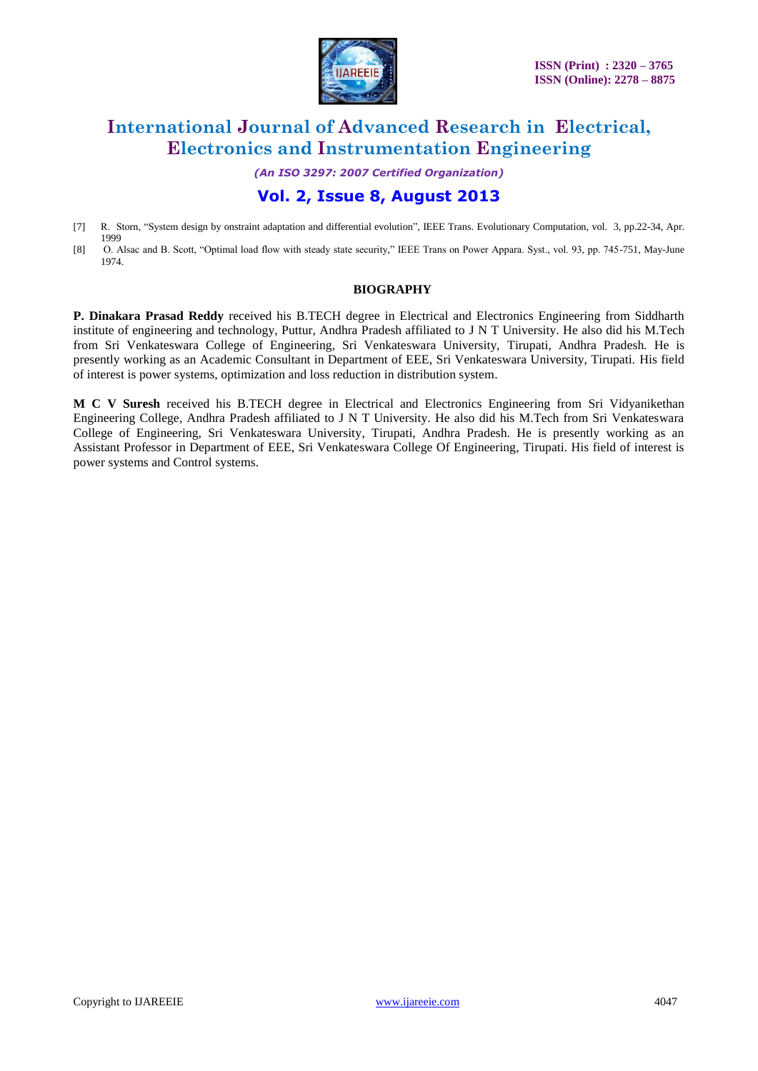[7] R. Storn, "System design by onstraint adaptation and differential evolution", IEEE Trans. Evolutionary Computation, vol. 3, pp.22-34, Apr. 1999

[8] O. Alsac and B. Scott, "Optimal load flow with steady state security," IEEE Trans on Power Appara. Syst., vol. 93, pp. 745-751, May-June 1974.

## BIOGRAPHY

**P. Dinakara Prasad Reddy** received his B.TECH degree in Electrical and Electronics Engineering from Siddharth institute of engineering and technology, Puttur, Andhra Pradesh affiliated to J N T University. He also did his M.Tech from Sri Venkateswara College of Engineering, Sri Venkateswara University, Tirupati, Andhra Pradesh. He is presently working as an Academic Consultant in Department of EEE, Sri Venkateswara University, Tirupati. His field of interest is power systems, optimization and loss reduction in distribution system.

**M C V Suresh** received his B.TECH degree in Electrical and Electronics Engineering from Sri Vidyanikethan Engineering College, Andhra Pradesh affiliated to J N T University. He also did his M.Tech from Sri Venkateswara College of Engineering, Sri Venkateswara University, Tirupati, Andhra Pradesh. He is presently working as an Assistant Professor in Department of EEE, Sri Venkateswara College Of Engineering, Tirupati. His field of interest is power systems and Control systems.